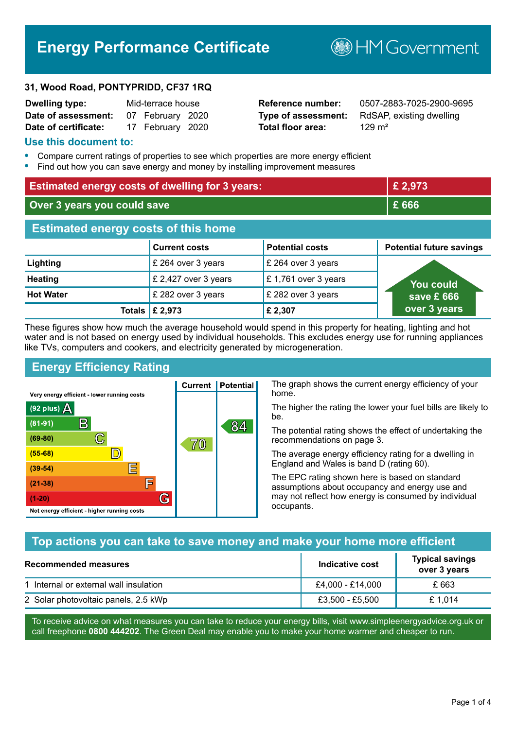# Energy Performance Certificate

HM Government

**31, Wood Road, PONTYPRIDD, CF37 1RQ**

| | | | |
|---|---|---|---|
| **Dwelling type:** | Mid-terrace house | **Reference number:** | 0507-2883-7025-2900-9695 |
| **Date of assessment:** | 07 February 2020 | **Type of assessment:** | RdSAP, existing dwelling |
| **Date of certificate:** | 17 February 2020 | **Total floor area:** | 129 m² |

## Use this document to:

- Compare current ratings of properties to see which properties are more energy efficient
- Find out how you can save energy and money by installing improvement measures

| | |
|---|---|
| **Estimated energy costs of dwelling for 3 years:** | **£ 2,973** |
| **Over 3 years you could save** | **£ 666** |

## Estimated energy costs of this home

| | Current costs | Potential costs | Potential future savings |
|---|---|---|---|
| **Lighting** | £ 264 over 3 years | £ 264 over 3 years | You could save £ 666 over 3 years |
| **Heating** | £ 2,427 over 3 years | £ 1,761 over 3 years | |
| **Hot Water** | £ 282 over 3 years | £ 282 over 3 years | |
| **Totals** | **£ 2,973** | **£ 2,307** | |

These figures show how much the average household would spend in this property for heating, lighting and hot water and is not based on energy used by individual households. This excludes energy use for running appliances like TVs, computers and cookers, and electricity generated by microgeneration.

## Energy Efficiency Rating

| Rating band | Current | Potential |
|---|---|---|
| Very energy efficient - lower running costs | | |
| (92 plus) A | | |
| (81-91) B | | 84 |
| (69-80) C | 70 | |
| (55-68) D | | |
| (39-54) E | | |
| (21-38) F | | |
| (1-20) G | | |
| Not energy efficient - higher running costs | | |

The graph shows the current energy efficiency of your home.

The higher the rating the lower your fuel bills are likely to be.

The potential rating shows the effect of undertaking the recommendations on page 3.

The average energy efficiency rating for a dwelling in England and Wales is band D (rating 60).

The EPC rating shown here is based on standard assumptions about occupancy and energy use and may not reflect how energy is consumed by individual occupants.

## Top actions you can take to save money and make your home more efficient

| Recommended measures | Indicative cost | Typical savings over 3 years |
|---|---|---|
| 1 Internal or external wall insulation | £4,000 - £14,000 | £ 663 |
| 2 Solar photovoltaic panels, 2.5 kWp | £3,500 - £5,500 | £ 1,014 |

To receive advice on what measures you can take to reduce your energy bills, visit www.simpleenergyadvice.org.uk or call freephone **0800 444202**. The Green Deal may enable you to make your home warmer and cheaper to run.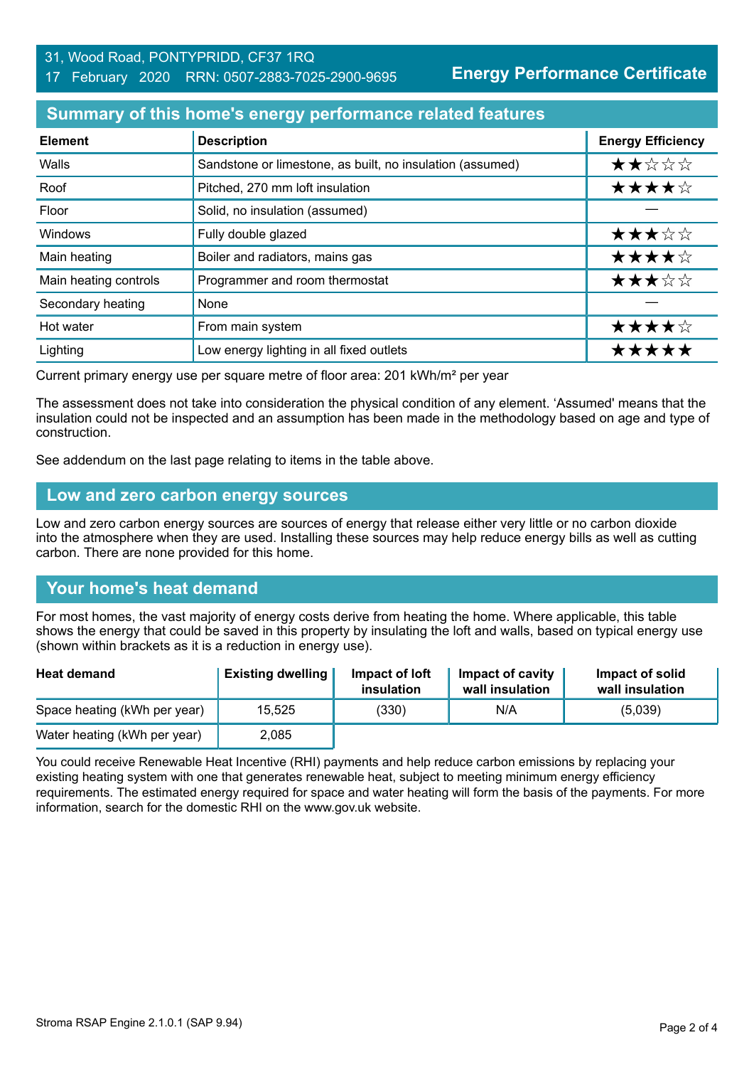31, Wood Road, PONTYPRIDD, CF37 1RQ
17 February 2020 RRN: 0507-2883-7025-2900-9695

**Energy Performance Certificate**

## Summary of this home's energy performance related features

| Element | Description | Energy Efficiency |
|---|---|---|
| Walls | Sandstone or limestone, as built, no insulation (assumed) | ★★☆☆☆ |
| Roof | Pitched, 270 mm loft insulation | ★★★★☆ |
| Floor | Solid, no insulation (assumed) | — |
| Windows | Fully double glazed | ★★★☆☆ |
| Main heating | Boiler and radiators, mains gas | ★★★★☆ |
| Main heating controls | Programmer and room thermostat | ★★★☆☆ |
| Secondary heating | None | — |
| Hot water | From main system | ★★★★☆ |
| Lighting | Low energy lighting in all fixed outlets | ★★★★★ |

Current primary energy use per square metre of floor area: 201 kWh/m² per year

The assessment does not take into consideration the physical condition of any element. 'Assumed' means that the insulation could not be inspected and an assumption has been made in the methodology based on age and type of construction.

See addendum on the last page relating to items in the table above.

## Low and zero carbon energy sources

Low and zero carbon energy sources are sources of energy that release either very little or no carbon dioxide into the atmosphere when they are used. Installing these sources may help reduce energy bills as well as cutting carbon. There are none provided for this home.

## Your home's heat demand

For most homes, the vast majority of energy costs derive from heating the home. Where applicable, this table shows the energy that could be saved in this property by insulating the loft and walls, based on typical energy use (shown within brackets as it is a reduction in energy use).

| Heat demand | Existing dwelling | Impact of loft insulation | Impact of cavity wall insulation | Impact of solid wall insulation |
|---|---|---|---|---|
| Space heating (kWh per year) | 15,525 | (330) | N/A | (5,039) |
| Water heating (kWh per year) | 2,085 | | | |

You could receive Renewable Heat Incentive (RHI) payments and help reduce carbon emissions by replacing your existing heating system with one that generates renewable heat, subject to meeting minimum energy efficiency requirements. The estimated energy required for space and water heating will form the basis of the payments. For more information, search for the domestic RHI on the www.gov.uk website.

Stroma RSAP Engine 2.1.0.1 (SAP 9.94)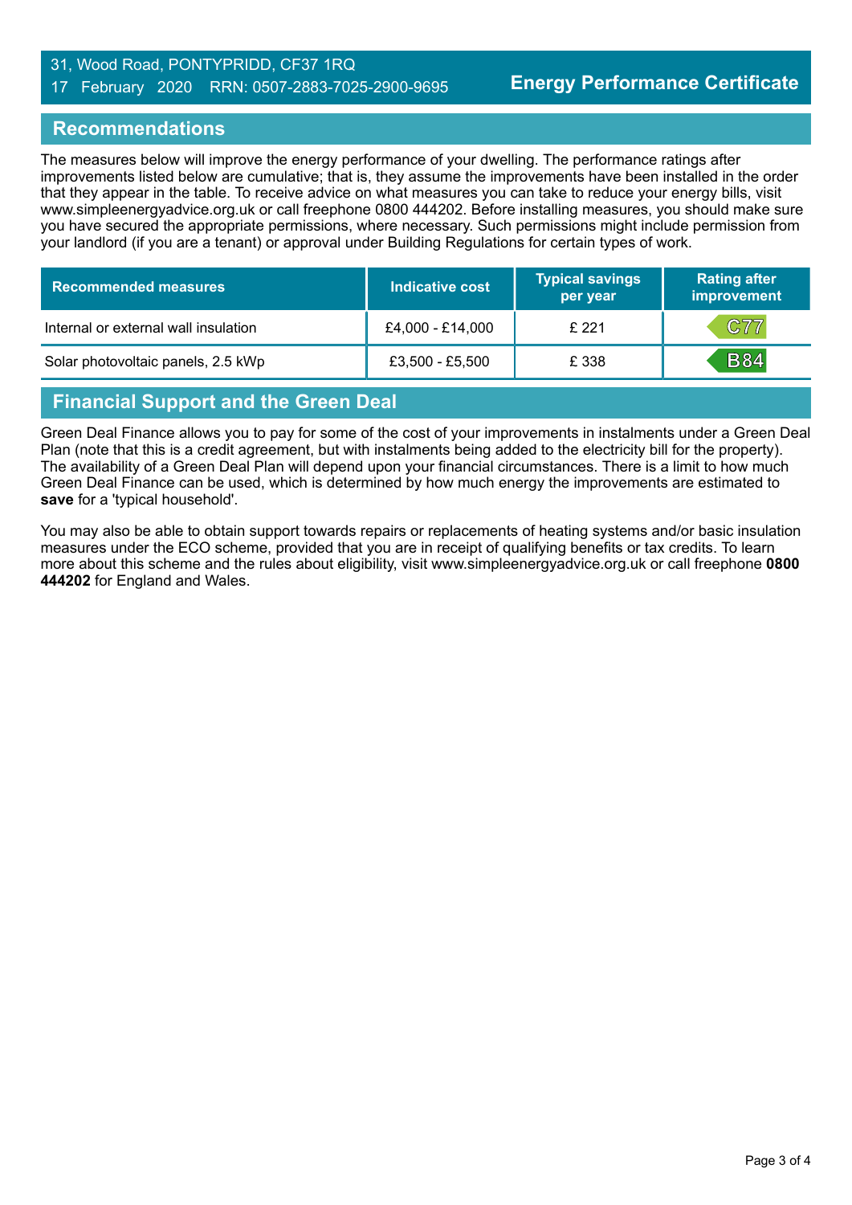31, Wood Road, PONTYPRIDD, CF37 1RQ
17 February 2020 RRN: 0507-2883-7025-2900-9695

**Energy Performance Certificate**

## Recommendations

The measures below will improve the energy performance of your dwelling. The performance ratings after improvements listed below are cumulative; that is, they assume the improvements have been installed in the order that they appear in the table. To receive advice on what measures you can take to reduce your energy bills, visit www.simpleenergyadvice.org.uk or call freephone 0800 444202. Before installing measures, you should make sure you have secured the appropriate permissions, where necessary. Such permissions might include permission from your landlord (if you are a tenant) or approval under Building Regulations for certain types of work.

| Recommended measures | Indicative cost | Typical savings per year | Rating after improvement |
|---|---|---|---|
| Internal or external wall insulation | £4,000 - £14,000 | £ 221 | C77 |
| Solar photovoltaic panels, 2.5 kWp | £3,500 - £5,500 | £ 338 | B84 |

## Financial Support and the Green Deal

Green Deal Finance allows you to pay for some of the cost of your improvements in instalments under a Green Deal Plan (note that this is a credit agreement, but with instalments being added to the electricity bill for the property). The availability of a Green Deal Plan will depend upon your financial circumstances. There is a limit to how much Green Deal Finance can be used, which is determined by how much energy the improvements are estimated to **save** for a 'typical household'.

You may also be able to obtain support towards repairs or replacements of heating systems and/or basic insulation measures under the ECO scheme, provided that you are in receipt of qualifying benefits or tax credits. To learn more about this scheme and the rules about eligibility, visit www.simpleenergyadvice.org.uk or call freephone **0800 444202** for England and Wales.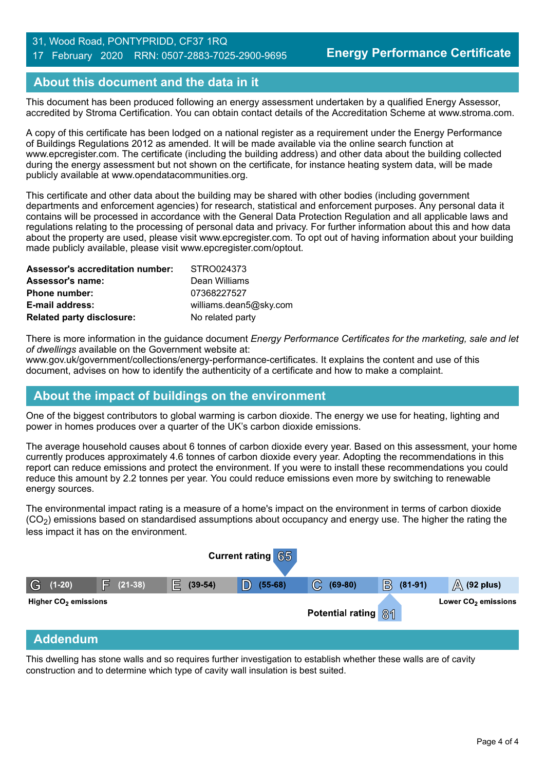31, Wood Road, PONTYPRIDD, CF37 1RQ
17 February 2020 RRN: 0507-2883-7025-2900-9695

**Energy Performance Certificate**

## About this document and the data in it

This document has been produced following an energy assessment undertaken by a qualified Energy Assessor, accredited by Stroma Certification. You can obtain contact details of the Accreditation Scheme at www.stroma.com.

A copy of this certificate has been lodged on a national register as a requirement under the Energy Performance of Buildings Regulations 2012 as amended. It will be made available via the online search function at www.epcregister.com. The certificate (including the building address) and other data about the building collected during the energy assessment but not shown on the certificate, for instance heating system data, will be made publicly available at www.opendatacommunities.org.

This certificate and other data about the building may be shared with other bodies (including government departments and enforcement agencies) for research, statistical and enforcement purposes. Any personal data it contains will be processed in accordance with the General Data Protection Regulation and all applicable laws and regulations relating to the processing of personal data and privacy. For further information about this and how data about the property are used, please visit www.epcregister.com. To opt out of having information about your building made publicly available, please visit www.epcregister.com/optout.

| | |
|---|---|
| **Assessor's accreditation number:** | STRO024373 |
| **Assessor's name:** | Dean Williams |
| **Phone number:** | 07368227527 |
| **E-mail address:** | williams.dean5@sky.com |
| **Related party disclosure:** | No related party |

There is more information in the guidance document *Energy Performance Certificates for the marketing, sale and let of dwellings* available on the Government website at: www.gov.uk/government/collections/energy-performance-certificates. It explains the content and use of this document, advises on how to identify the authenticity of a certificate and how to make a complaint.

## About the impact of buildings on the environment

One of the biggest contributors to global warming is carbon dioxide. The energy we use for heating, lighting and power in homes produces over a quarter of the UK's carbon dioxide emissions.

The average household causes about 6 tonnes of carbon dioxide every year. Based on this assessment, your home currently produces approximately 4.6 tonnes of carbon dioxide every year. Adopting the recommendations in this report can reduce emissions and protect the environment. If you were to install these recommendations you could reduce this amount by 2.2 tonnes per year. You could reduce emissions even more by switching to renewable energy sources.

The environmental impact rating is a measure of a home's impact on the environment in terms of carbon dioxide ($CO_2$) emissions based on standardised assumptions about occupancy and energy use. The higher the rating the less impact it has on the environment.

Current rating 65

G (1-20)
F (21-38)
E (39-54)
D (55-68)
C (69-80)
B (81-91)
A (92 plus)

Higher $CO_2$ emissions

Lower $CO_2$ emissions

Potential rating 81

## Addendum

This dwelling has stone walls and so requires further investigation to establish whether these walls are of cavity construction and to determine which type of cavity wall insulation is best suited.